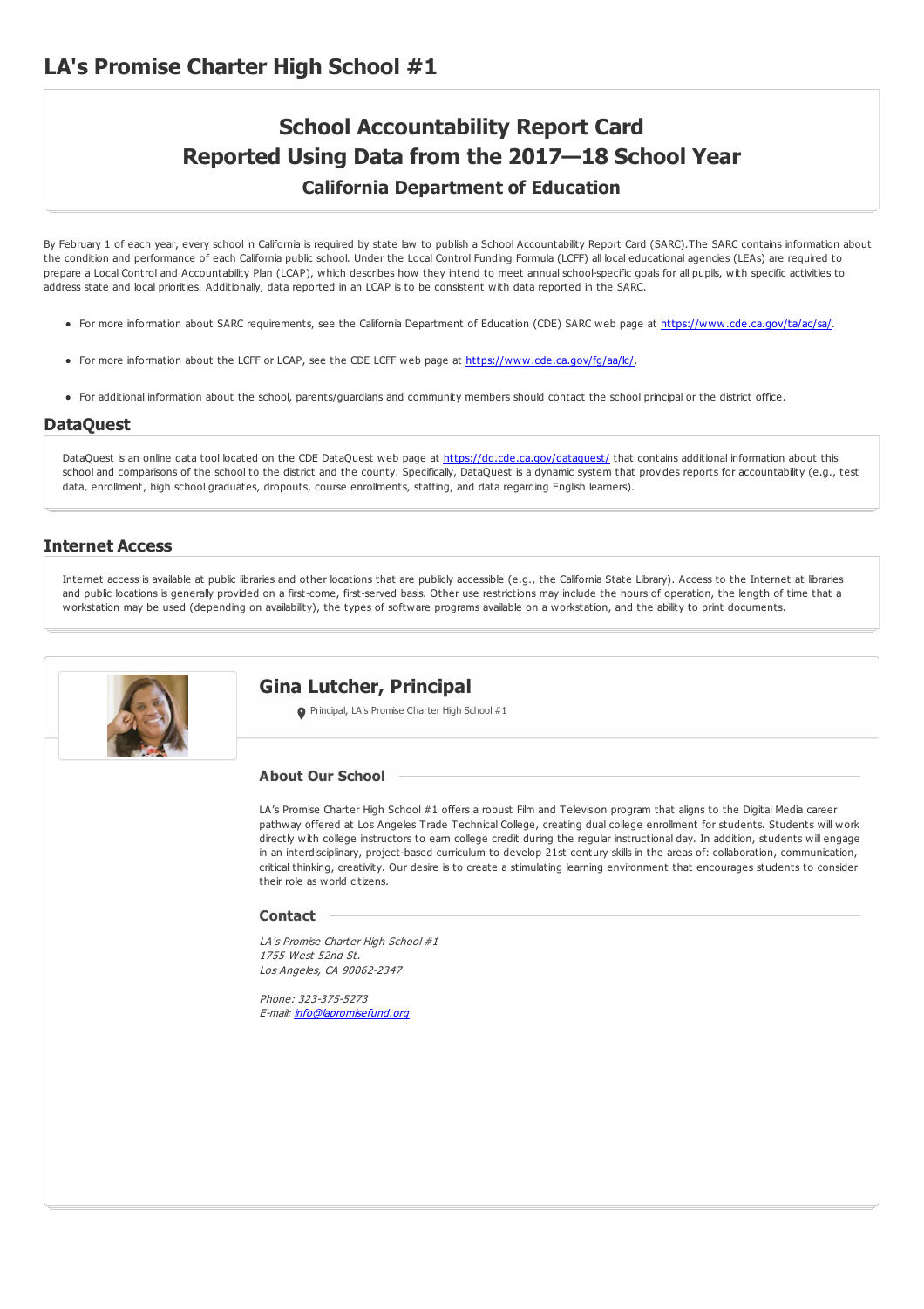# LA's Promise Charter High School #1

## School Accountability Report Card
## Reported Using Data from the 2017—18 School Year
### California Department of Education

By February 1 of each year, every school in California is required by state law to publish a School Accountability Report Card (SARC).The SARC contains information about the condition and performance of each California public school. Under the Local Control Funding Formula (LCFF) all local educational agencies (LEAs) are required to prepare a Local Control and Accountability Plan (LCAP), which describes how they intend to meet annual school-specific goals for all pupils, with specific activities to address state and local priorities. Additionally, data reported in an LCAP is to be consistent with data reported in the SARC.

- For more information about SARC requirements, see the California Department of Education (CDE) SARC web page at https://www.cde.ca.gov/ta/ac/sa/.
- For more information about the LCFF or LCAP, see the CDE LCFF web page at https://www.cde.ca.gov/fg/aa/lc/.
- For additional information about the school, parents/guardians and community members should contact the school principal or the district office.

## DataQuest

DataQuest is an online data tool located on the CDE DataQuest web page at https://dq.cde.ca.gov/dataquest/ that contains additional information about this school and comparisons of the school to the district and the county. Specifically, DataQuest is a dynamic system that provides reports for accountability (e.g., test data, enrollment, high school graduates, dropouts, course enrollments, staffing, and data regarding English learners).

## Internet Access

Internet access is available at public libraries and other locations that are publicly accessible (e.g., the California State Library). Access to the Internet at libraries and public locations is generally provided on a first-come, first-served basis. Other use restrictions may include the hours of operation, the length of time that a workstation may be used (depending on availability), the types of software programs available on a workstation, and the ability to print documents.

## Gina Lutcher, Principal

Principal, LA's Promise Charter High School #1

### About Our School

LA's Promise Charter High School #1 offers a robust Film and Television program that aligns to the Digital Media career pathway offered at Los Angeles Trade Technical College, creating dual college enrollment for students. Students will work directly with college instructors to earn college credit during the regular instructional day. In addition, students will engage in an interdisciplinary, project-based curriculum to develop 21st century skills in the areas of: collaboration, communication, critical thinking, creativity. Our desire is to create a stimulating learning environment that encourages students to consider their role as world citizens.

### Contact

*LA's Promise Charter High School #1*
*1755 West 52nd St.*
*Los Angeles, CA 90062-2347*

*Phone: 323-375-5273*
*E-mail: info@lapromisefund.org*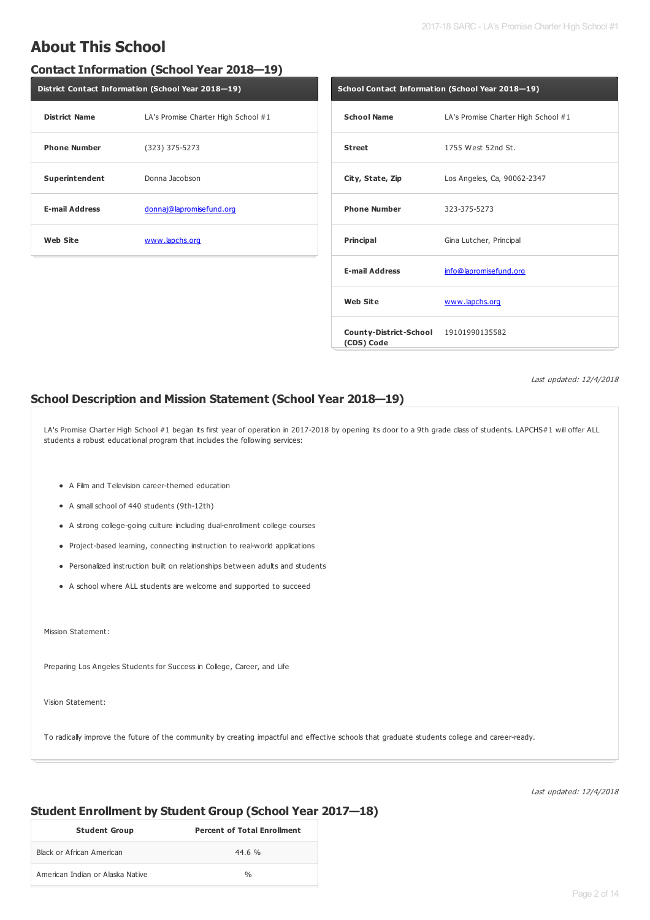# About This School

## Contact Information (School Year 2018—19)

| District Contact Information (School Year 2018—19) | |
|---|---|
| **District Name** | LA's Promise Charter High School #1 |
| **Phone Number** | (323) 375-5273 |
| **Superintendent** | Donna Jacobson |
| **E-mail Address** | donnaj@lapromisefund.org |
| **Web Site** | www.lapchs.org |

| School Contact Information (School Year 2018—19) | |
|---|---|
| **School Name** | LA's Promise Charter High School #1 |
| **Street** | 1755 West 52nd St. |
| **City, State, Zip** | Los Angeles, Ca, 90062-2347 |
| **Phone Number** | 323-375-5273 |
| **Principal** | Gina Lutcher, Principal |
| **E-mail Address** | info@lapromisefund.org |
| **Web Site** | www.lapchs.org |
| **County-District-School (CDS) Code** | 19101990135582 |

*Last updated: 12/4/2018*

## School Description and Mission Statement (School Year 2018—19)

LA's Promise Charter High School #1 began its first year of operation in 2017-2018 by opening its door to a 9th grade class of students. LAPCHS#1 will offer ALL students a robust educational program that includes the following services:

- A Film and Television career-themed education
- A small school of 440 students (9th-12th)
- A strong college-going culture including dual-enrollment college courses
- Project-based learning, connecting instruction to real-world applications
- Personalized instruction built on relationships between adults and students
- A school where ALL students are welcome and supported to succeed

Mission Statement:

Preparing Los Angeles Students for Success in College, Career, and Life

Vision Statement:

To radically improve the future of the community by creating impactful and effective schools that graduate students college and career-ready.

*Last updated: 12/4/2018*

## Student Enrollment by Student Group (School Year 2017—18)

| Student Group | Percent of Total Enrollment |
|---|---|
| Black or African American | 44.6 % |
| American Indian or Alaska Native | % |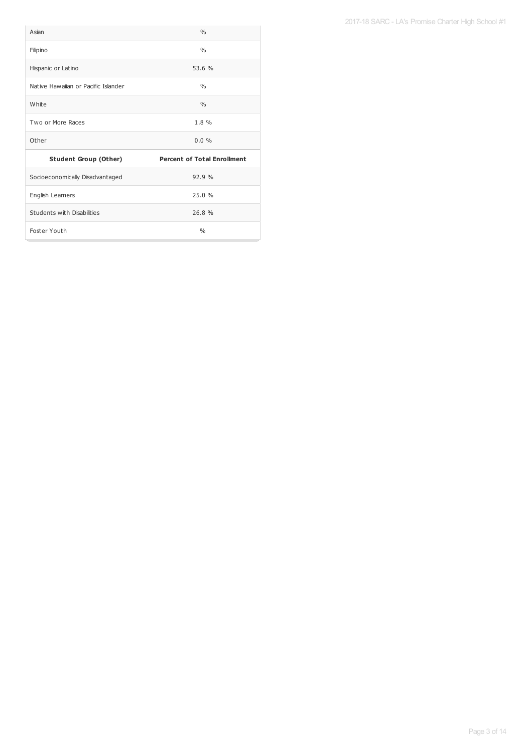| | |
|---|---|
| Asian | % |
| Filipino | % |
| Hispanic or Latino | 53.6 % |
| Native Hawaiian or Pacific Islander | % |
| White | % |
| Two or More Races | 1.8 % |
| Other | 0.0 % |
| **Student Group (Other)** | **Percent of Total Enrollment** |
| Socioeconomically Disadvantaged | 92.9 % |
| English Learners | 25.0 % |
| Students with Disabilities | 26.8 % |
| Foster Youth | % |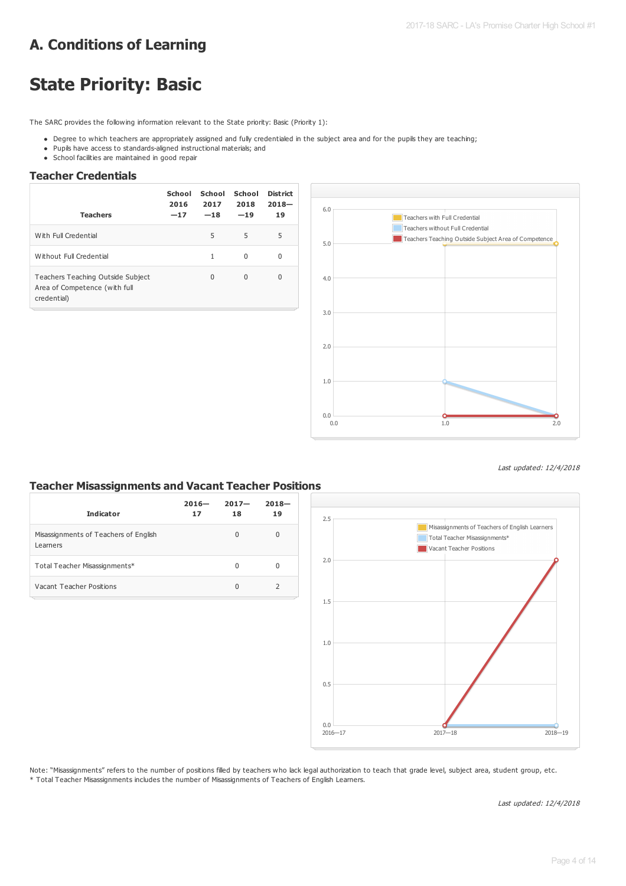# A. Conditions of Learning

# State Priority: Basic

The SARC provides the following information relevant to the State priority: Basic (Priority 1):

- Degree to which teachers are appropriately assigned and fully credentialed in the subject area and for the pupils they are teaching;
- Pupils have access to standards-aligned instructional materials; and
- School facilities are maintained in good repair

## Teacher Credentials

| Teachers | School 2016—17 | School 2017—18 | School 2018—19 | District 2018—19 |
| --- | --- | --- | --- | --- |
| With Full Credential | | 5 | 5 | 5 |
| Without Full Credential | | 1 | 0 | 0 |
| Teachers Teaching Outside Subject Area of Competence (with full credential) | | 0 | 0 | 0 |

*Last updated: 12/4/2018*

## Teacher Misassignments and Vacant Teacher Positions

| Indicator | 2016—17 | 2017—18 | 2018—19 |
| --- | --- | --- | --- |
| Misassignments of Teachers of English Learners | | 0 | 0 |
| Total Teacher Misassignments* | | 0 | 0 |
| Vacant Teacher Positions | | 0 | 2 |

Note: "Misassignments" refers to the number of positions filled by teachers who lack legal authorization to teach that grade level, subject area, student group, etc.
* Total Teacher Misassignments includes the number of Misassignments of Teachers of English Learners.

*Last updated: 12/4/2018*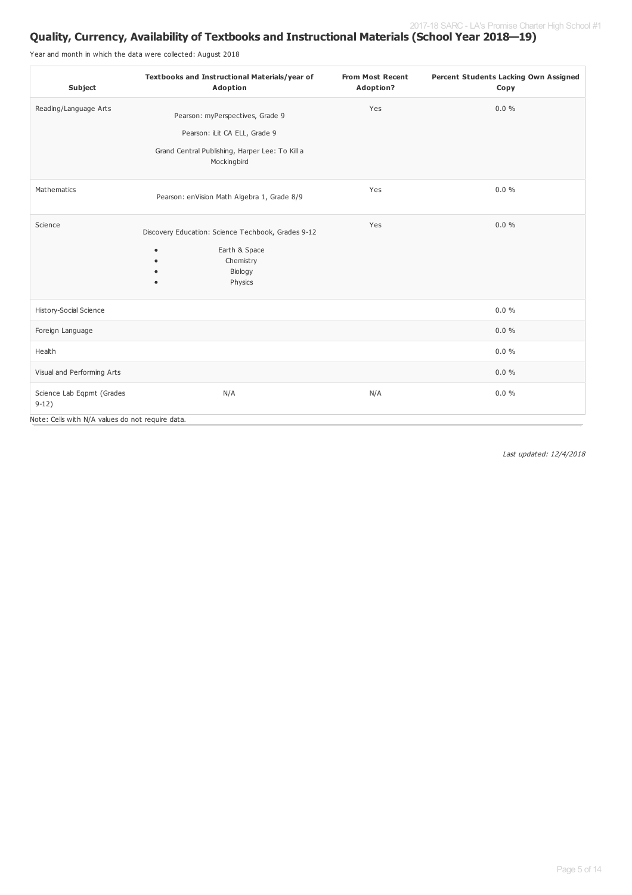## Quality, Currency, Availability of Textbooks and Instructional Materials (School Year 2018—19)

Year and month in which the data were collected: August 2018

| Subject | Textbooks and Instructional Materials/year of Adoption | From Most Recent Adoption? | Percent Students Lacking Own Assigned Copy |
|---|---|---|---|
| Reading/Language Arts | Pearson: myPerspectives, Grade 9<br>Pearson: iLit CA ELL, Grade 9<br>Grand Central Publishing, Harper Lee: To Kill a Mockingbird | Yes | 0.0 % |
| Mathematics | Pearson: enVision Math Algebra 1, Grade 8/9 | Yes | 0.0 % |
| Science | Discovery Education: Science Techbook, Grades 9-12<br>• Earth & Space<br>• Chemistry<br>• Biology<br>• Physics | Yes | 0.0 % |
| History-Social Science | | | 0.0 % |
| Foreign Language | | | 0.0 % |
| Health | | | 0.0 % |
| Visual and Performing Arts | | | 0.0 % |
| Science Lab Eqpmt (Grades 9-12) | N/A | N/A | 0.0 % |

Note: Cells with N/A values do not require data.

*Last updated: 12/4/2018*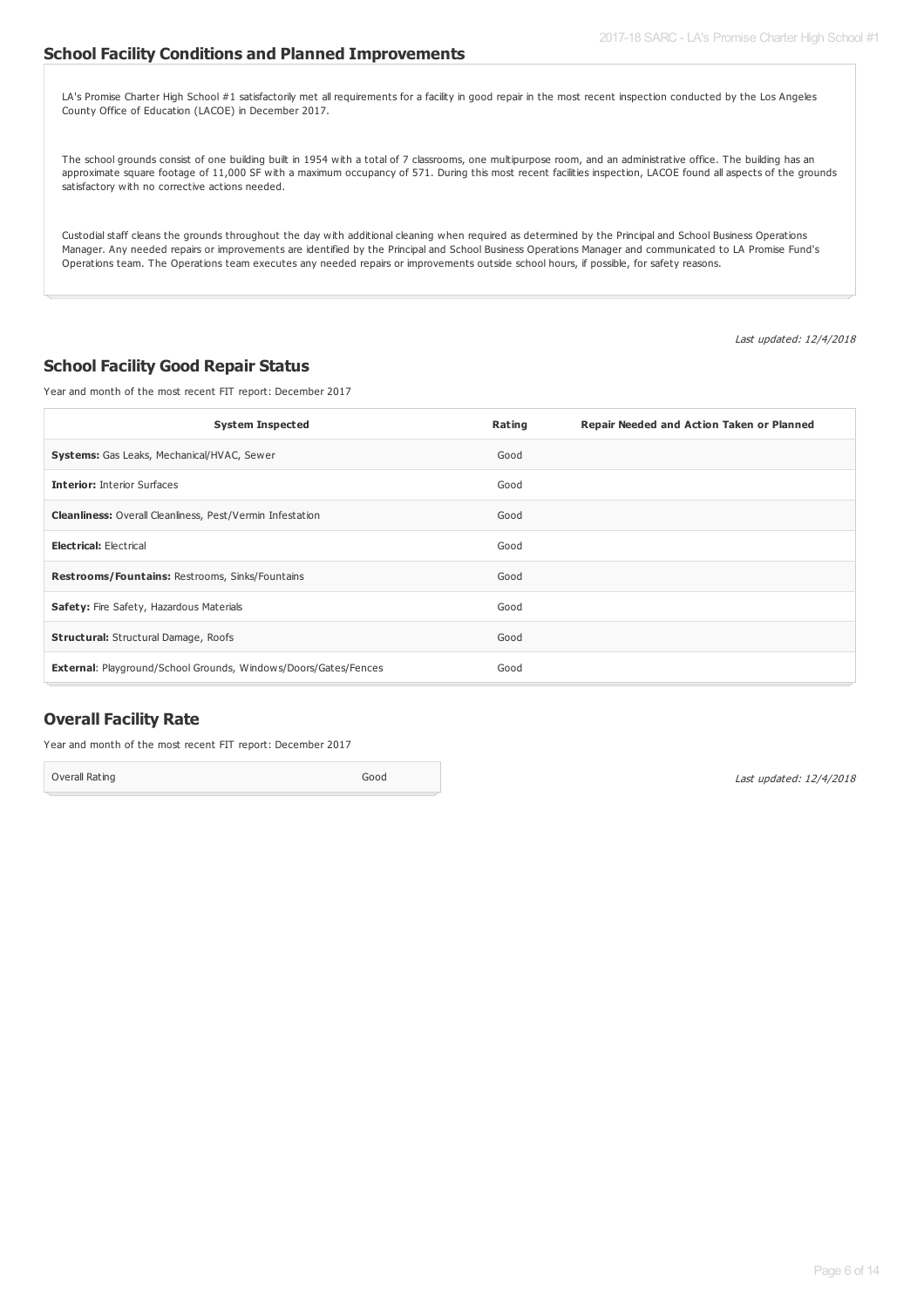## School Facility Conditions and Planned Improvements

LA's Promise Charter High School #1 satisfactorily met all requirements for a facility in good repair in the most recent inspection conducted by the Los Angeles County Office of Education (LACOE) in December 2017.

The school grounds consist of one building built in 1954 with a total of 7 classrooms, one multipurpose room, and an administrative office. The building has an approximate square footage of 11,000 SF with a maximum occupancy of 571. During this most recent facilities inspection, LACOE found all aspects of the grounds satisfactory with no corrective actions needed.

Custodial staff cleans the grounds throughout the day with additional cleaning when required as determined by the Principal and School Business Operations Manager. Any needed repairs or improvements are identified by the Principal and School Business Operations Manager and communicated to LA Promise Fund's Operations team. The Operations team executes any needed repairs or improvements outside school hours, if possible, for safety reasons.

*Last updated: 12/4/2018*

## School Facility Good Repair Status

Year and month of the most recent FIT report: December 2017

| System Inspected | Rating | Repair Needed and Action Taken or Planned |
|---|---|---|
| **Systems:** Gas Leaks, Mechanical/HVAC, Sewer | Good | |
| **Interior:** Interior Surfaces | Good | |
| **Cleanliness:** Overall Cleanliness, Pest/Vermin Infestation | Good | |
| **Electrical:** Electrical | Good | |
| **Restrooms/Fountains:** Restrooms, Sinks/Fountains | Good | |
| **Safety:** Fire Safety, Hazardous Materials | Good | |
| **Structural:** Structural Damage, Roofs | Good | |
| **External**: Playground/School Grounds, Windows/Doors/Gates/Fences | Good | |

## Overall Facility Rate

Year and month of the most recent FIT report: December 2017

| Overall Rating | Good |
|---|---|

*Last updated: 12/4/2018*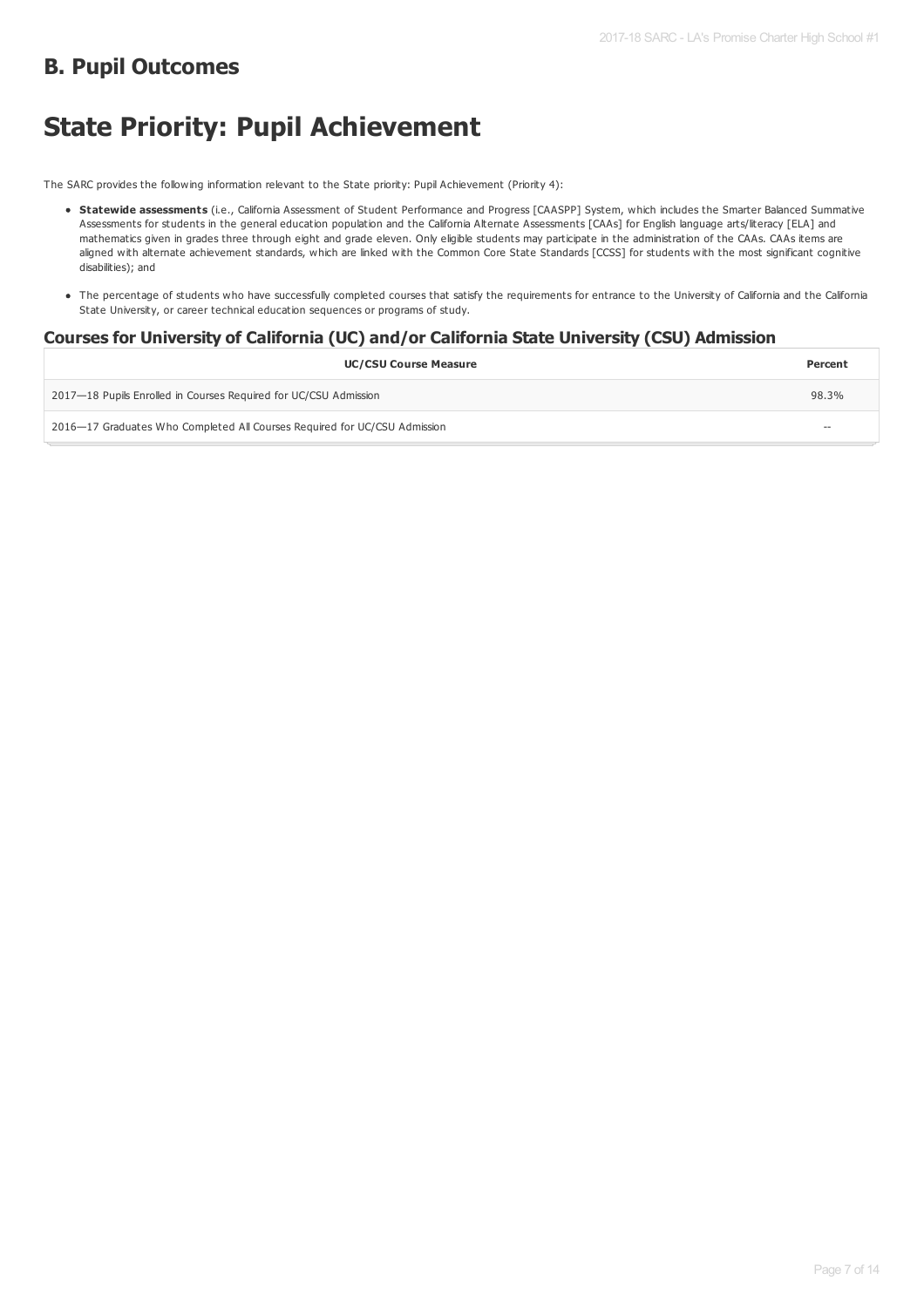## B. Pupil Outcomes

# State Priority: Pupil Achievement

The SARC provides the following information relevant to the State priority: Pupil Achievement (Priority 4):

- **Statewide assessments** (i.e., California Assessment of Student Performance and Progress [CAASPP] System, which includes the Smarter Balanced Summative Assessments for students in the general education population and the California Alternate Assessments [CAAs] for English language arts/literacy [ELA] and mathematics given in grades three through eight and grade eleven. Only eligible students may participate in the administration of the CAAs. CAAs items are aligned with alternate achievement standards, which are linked with the Common Core State Standards [CCSS] for students with the most significant cognitive disabilities); and
- The percentage of students who have successfully completed courses that satisfy the requirements for entrance to the University of California and the California State University, or career technical education sequences or programs of study.

### Courses for University of California (UC) and/or California State University (CSU) Admission

| UC/CSU Course Measure | Percent |
|---|---|
| 2017—18 Pupils Enrolled in Courses Required for UC/CSU Admission | 98.3% |
| 2016—17 Graduates Who Completed All Courses Required for UC/CSU Admission | -- |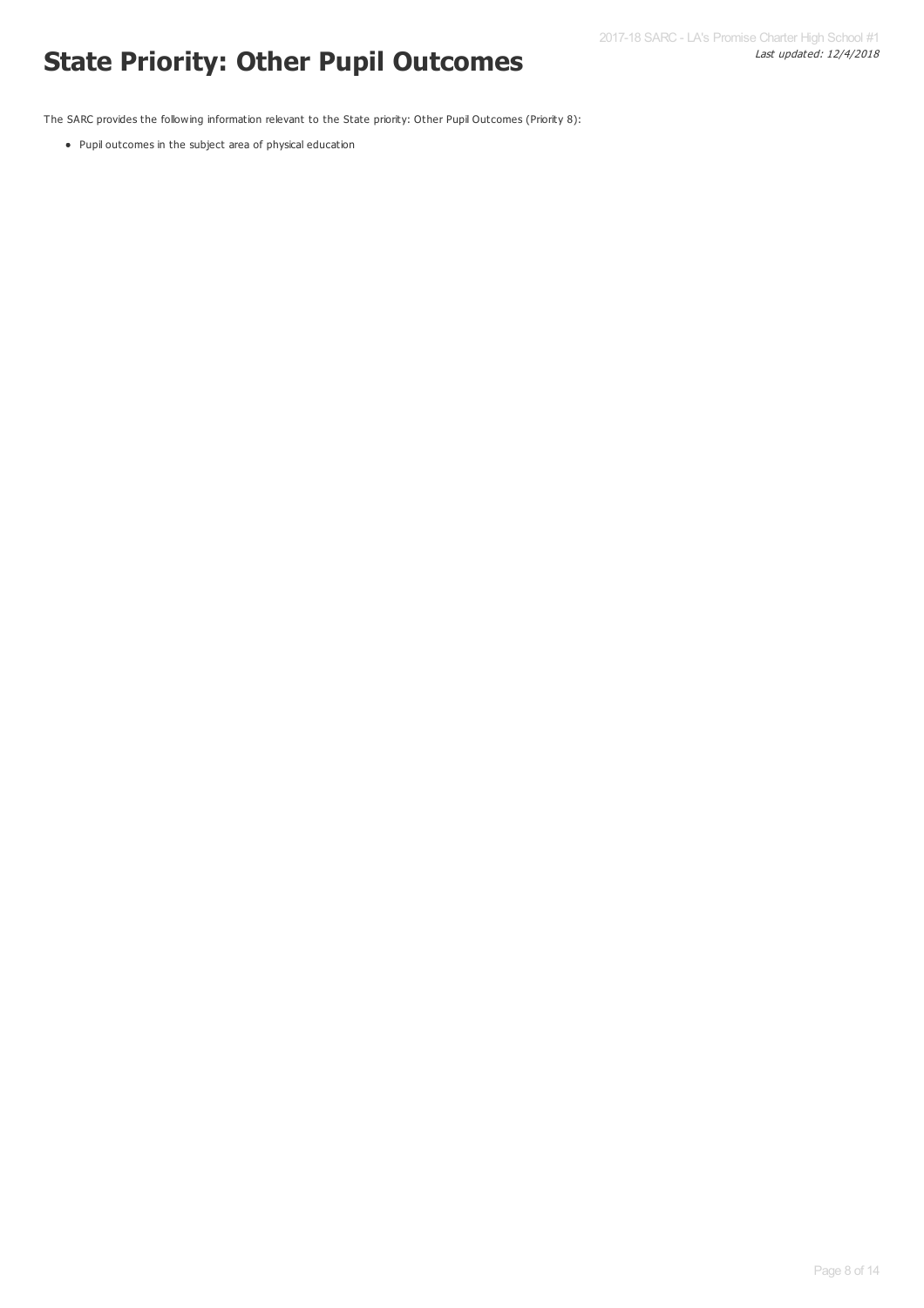# State Priority: Other Pupil Outcomes

The SARC provides the following information relevant to the State priority: Other Pupil Outcomes (Priority 8):

- Pupil outcomes in the subject area of physical education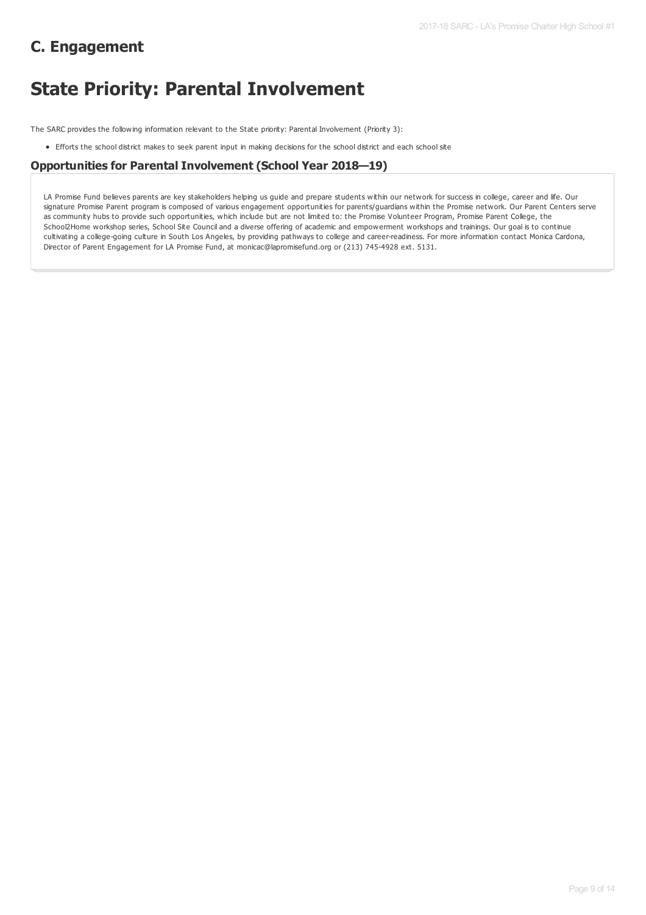## C. Engagement

# State Priority: Parental Involvement

The SARC provides the following information relevant to the State priority: Parental Involvement (Priority 3):

- Efforts the school district makes to seek parent input in making decisions for the school district and each school site

### Opportunities for Parental Involvement (School Year 2018—19)

LA Promise Fund believes parents are key stakeholders helping us guide and prepare students within our network for success in college, career and life. Our signature Promise Parent program is composed of various engagement opportunities for parents/guardians within the Promise network. Our Parent Centers serve as community hubs to provide such opportunities, which include but are not limited to: the Promise Volunteer Program, Promise Parent College, the School2Home workshop series, School Site Council and a diverse offering of academic and empowerment workshops and trainings. Our goal is to continue cultivating a college-going culture in South Los Angeles, by providing pathways to college and career-readiness. For more information contact Monica Cardona, Director of Parent Engagement for LA Promise Fund, at monicac@lapromisefund.org or (213) 745-4928 ext. 5131.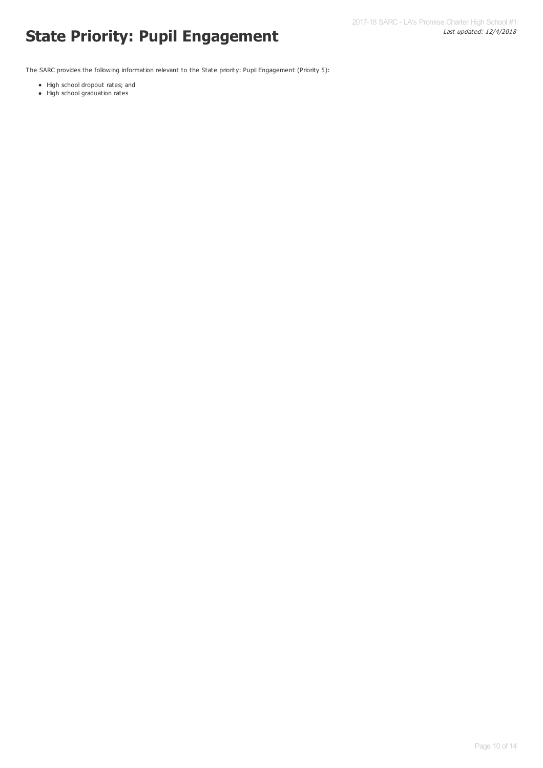# State Priority: Pupil Engagement

The SARC provides the following information relevant to the State priority: Pupil Engagement (Priority 5):

- High school dropout rates; and
- High school graduation rates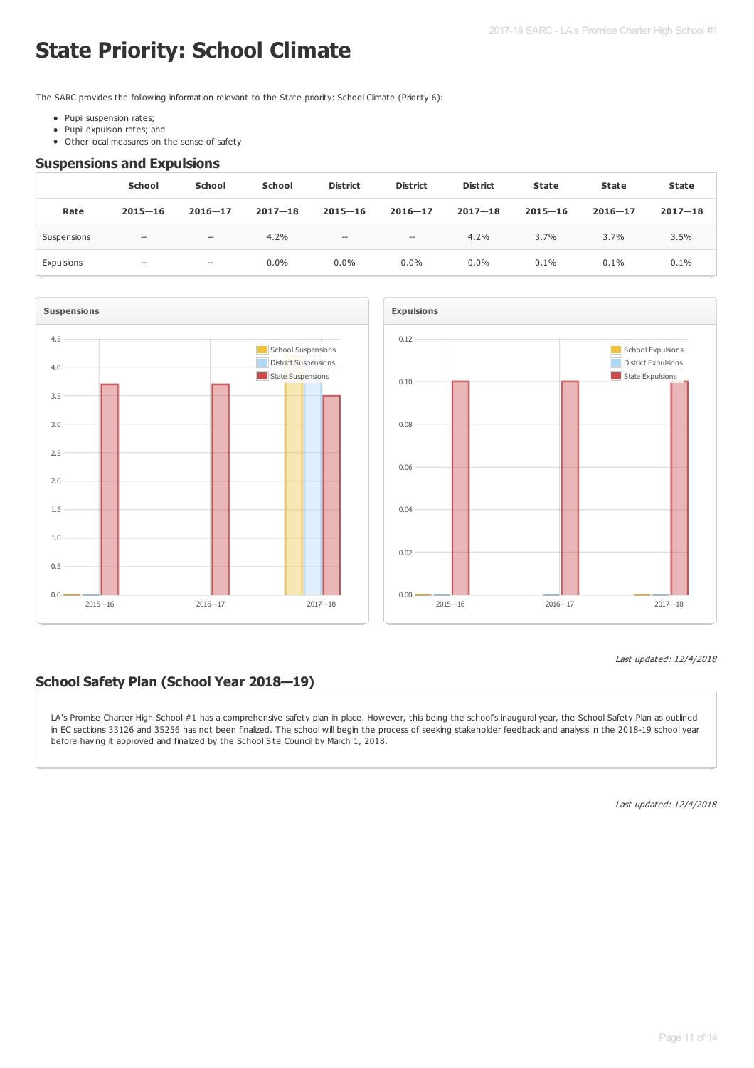# State Priority: School Climate

The SARC provides the following information relevant to the State priority: School Climate (Priority 6):

- Pupil suspension rates;
- Pupil expulsion rates; and
- Other local measures on the sense of safety

## Suspensions and Expulsions

| Rate | School 2015—16 | School 2016—17 | School 2017—18 | District 2015—16 | District 2016—17 | District 2017—18 | State 2015—16 | State 2016—17 | State 2017—18 |
|---|---|---|---|---|---|---|---|---|---|
| Suspensions | -- | -- | 4.2% | -- | -- | 4.2% | 3.7% | 3.7% | 3.5% |
| Expulsions | -- | -- | 0.0% | 0.0% | 0.0% | 0.0% | 0.1% | 0.1% | 0.1% |

*Last updated: 12/4/2018*

## School Safety Plan (School Year 2018—19)

LA's Promise Charter High School #1 has a comprehensive safety plan in place. However, this being the school's inaugural year, the School Safety Plan as outlined in EC sections 33126 and 35256 has not been finalized. The school will begin the process of seeking stakeholder feedback and analysis in the 2018-19 school year before having it approved and finalized by the School Site Council by March 1, 2018.

*Last updated: 12/4/2018*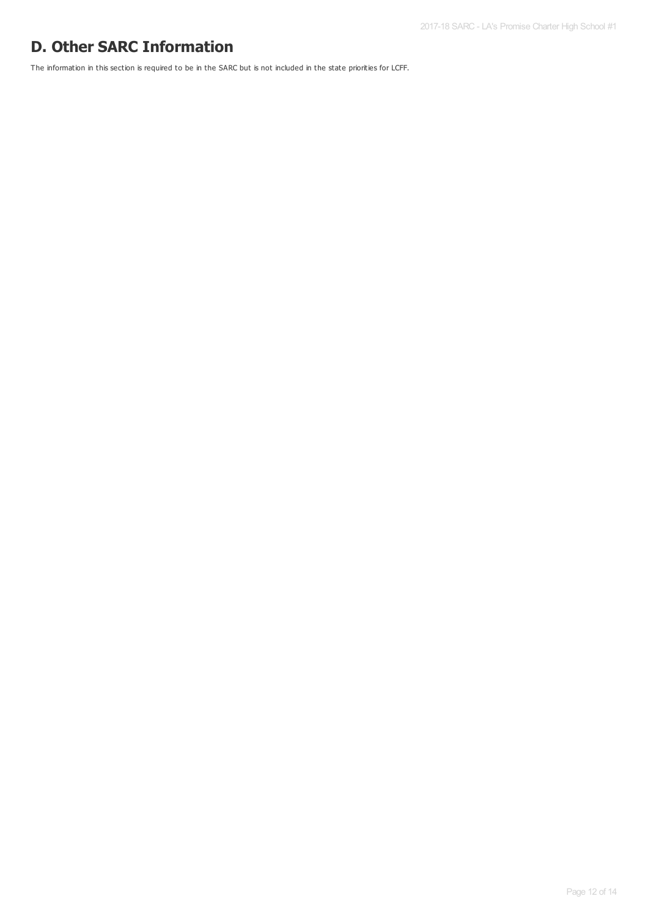# D. Other SARC Information

The information in this section is required to be in the SARC but is not included in the state priorities for LCFF.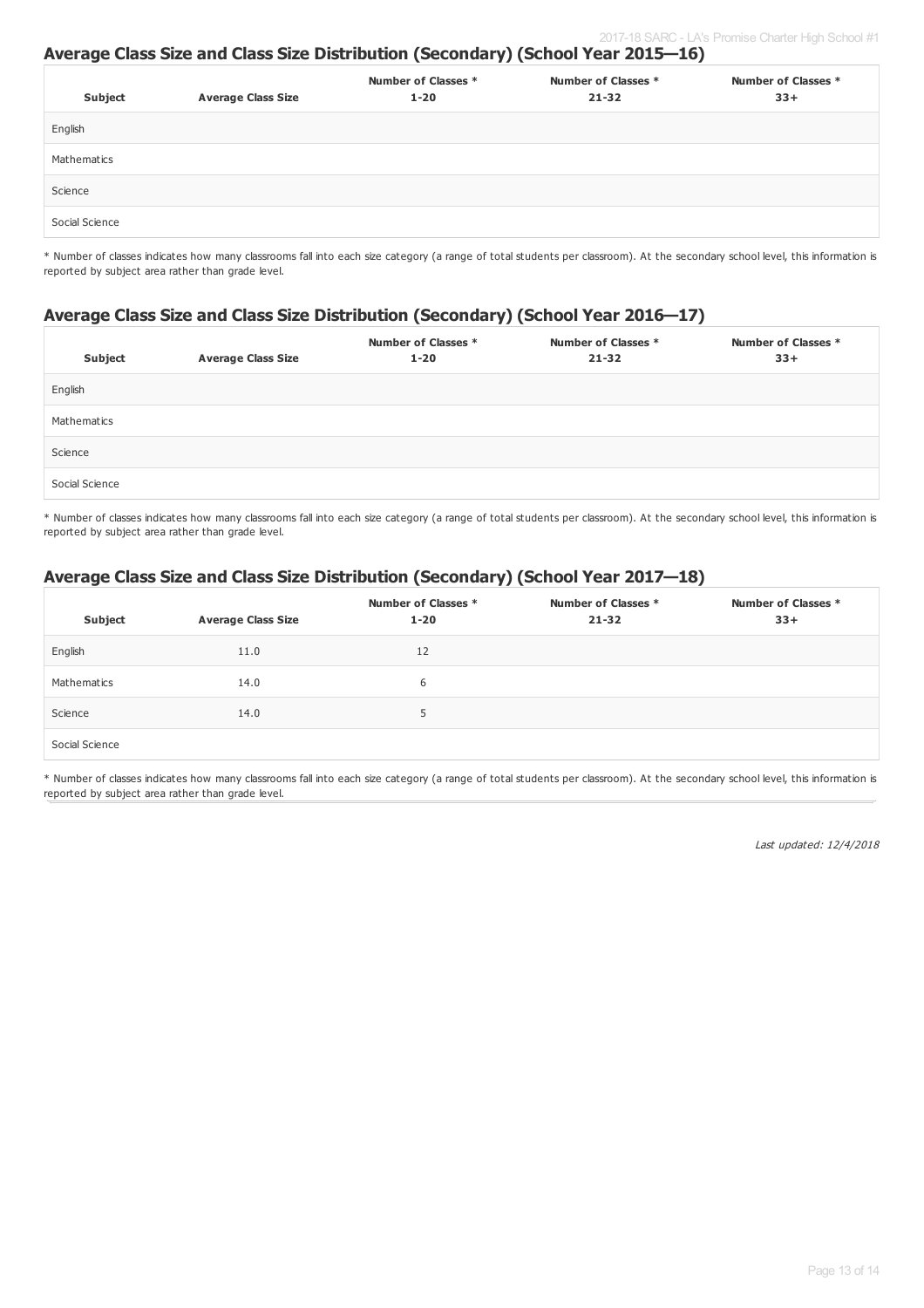## Average Class Size and Class Size Distribution (Secondary) (School Year 2015—16)

| Subject | Average Class Size | Number of Classes * 1-20 | Number of Classes * 21-32 | Number of Classes * 33+ |
|---|---|---|---|---|
| English | | | | |
| Mathematics | | | | |
| Science | | | | |
| Social Science | | | | |

* Number of classes indicates how many classrooms fall into each size category (a range of total students per classroom). At the secondary school level, this information is reported by subject area rather than grade level.

## Average Class Size and Class Size Distribution (Secondary) (School Year 2016—17)

| Subject | Average Class Size | Number of Classes * 1-20 | Number of Classes * 21-32 | Number of Classes * 33+ |
|---|---|---|---|---|
| English | | | | |
| Mathematics | | | | |
| Science | | | | |
| Social Science | | | | |

* Number of classes indicates how many classrooms fall into each size category (a range of total students per classroom). At the secondary school level, this information is reported by subject area rather than grade level.

## Average Class Size and Class Size Distribution (Secondary) (School Year 2017—18)

| Subject | Average Class Size | Number of Classes * 1-20 | Number of Classes * 21-32 | Number of Classes * 33+ |
|---|---|---|---|---|
| English | 11.0 | 12 | | |
| Mathematics | 14.0 | 6 | | |
| Science | 14.0 | 5 | | |
| Social Science | | | | |

* Number of classes indicates how many classrooms fall into each size category (a range of total students per classroom). At the secondary school level, this information is reported by subject area rather than grade level.

*Last updated: 12/4/2018*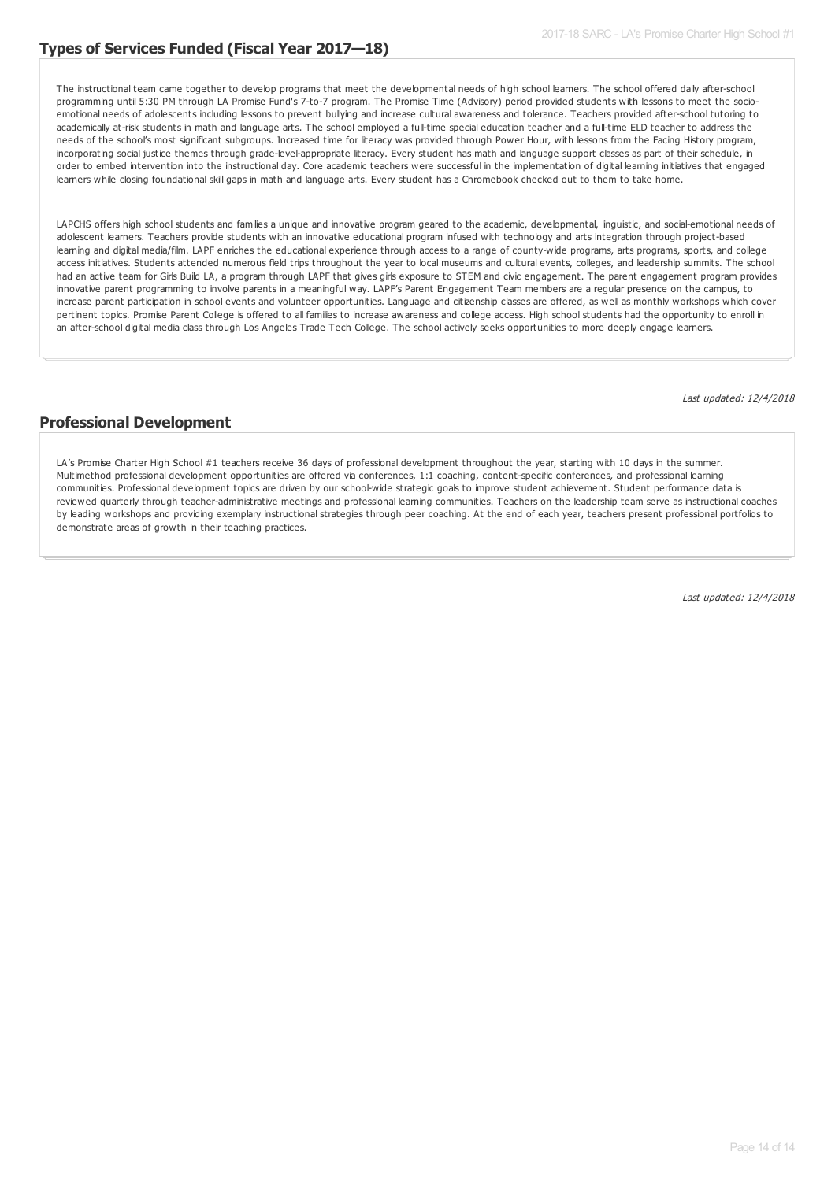## Types of Services Funded (Fiscal Year 2017—18)

The instructional team came together to develop programs that meet the developmental needs of high school learners. The school offered daily after-school programming until 5:30 PM through LA Promise Fund's 7-to-7 program. The Promise Time (Advisory) period provided students with lessons to meet the socio-emotional needs of adolescents including lessons to prevent bullying and increase cultural awareness and tolerance. Teachers provided after-school tutoring to academically at-risk students in math and language arts. The school employed a full-time special education teacher and a full-time ELD teacher to address the needs of the school's most significant subgroups. Increased time for literacy was provided through Power Hour, with lessons from the Facing History program, incorporating social justice themes through grade-level-appropriate literacy. Every student has math and language support classes as part of their schedule, in order to embed intervention into the instructional day. Core academic teachers were successful in the implementation of digital learning initiatives that engaged learners while closing foundational skill gaps in math and language arts. Every student has a Chromebook checked out to them to take home.

LAPCHS offers high school students and families a unique and innovative program geared to the academic, developmental, linguistic, and social-emotional needs of adolescent learners. Teachers provide students with an innovative educational program infused with technology and arts integration through project-based learning and digital media/film. LAPF enriches the educational experience through access to a range of county-wide programs, arts programs, sports, and college access initiatives. Students attended numerous field trips throughout the year to local museums and cultural events, colleges, and leadership summits. The school had an active team for Girls Build LA, a program through LAPF that gives girls exposure to STEM and civic engagement. The parent engagement program provides innovative parent programming to involve parents in a meaningful way. LAPF's Parent Engagement Team members are a regular presence on the campus, to increase parent participation in school events and volunteer opportunities. Language and citizenship classes are offered, as well as monthly workshops which cover pertinent topics. Promise Parent College is offered to all families to increase awareness and college access. High school students had the opportunity to enroll in an after-school digital media class through Los Angeles Trade Tech College. The school actively seeks opportunities to more deeply engage learners.

*Last updated: 12/4/2018*

## Professional Development

LA's Promise Charter High School #1 teachers receive 36 days of professional development throughout the year, starting with 10 days in the summer. Multimethod professional development opportunities are offered via conferences, 1:1 coaching, content-specific conferences, and professional learning communities. Professional development topics are driven by our school-wide strategic goals to improve student achievement. Student performance data is reviewed quarterly through teacher-administrative meetings and professional learning communities. Teachers on the leadership team serve as instructional coaches by leading workshops and providing exemplary instructional strategies through peer coaching. At the end of each year, teachers present professional portfolios to demonstrate areas of growth in their teaching practices.

*Last updated: 12/4/2018*